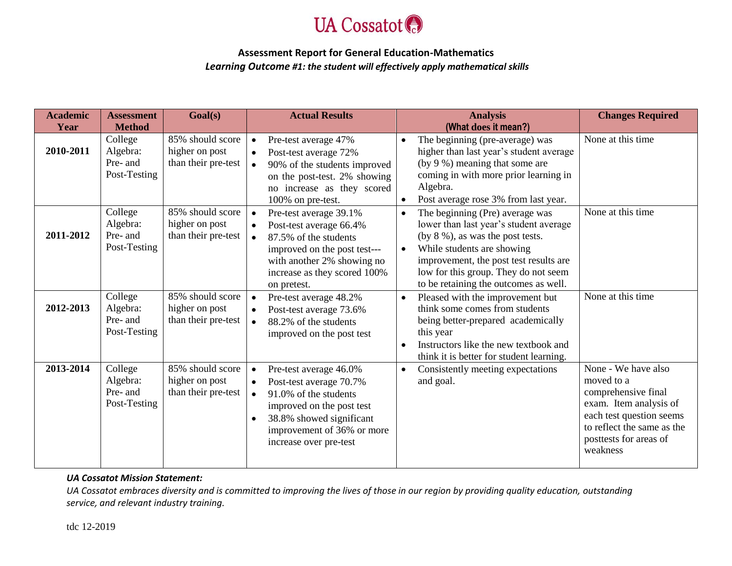UA Cossatot

## Assessment Report for General Education-Mathematics

### *Learning Outcome #1: the student will effectively apply mathematical skills*

| Academic Year | Assessment Method | Goal(s) | Actual Results | Analysis (What does it mean?) | Changes Required |
|---|---|---|---|---|---|
| **2010-2011** | College Algebra: Pre- and Post-Testing | 85% should score higher on post than their pre-test | • Pre-test average 47%<br>• Post-test average 72%<br>• 90% of the students improved on the post-test. 2% showing no increase as they scored 100% on pre-test. | • The beginning (pre-average) was higher than last year's student average (by 9 %) meaning that some are coming in with more prior learning in Algebra.<br>• Post average rose 3% from last year. | None at this time |
| **2011-2012** | College Algebra: Pre- and Post-Testing | 85% should score higher on post than their pre-test | • Pre-test average 39.1%<br>• Post-test average 66.4%<br>• 87.5% of the students improved on the post test---with another 2% showing no increase as they scored 100% on pretest. | • The beginning (Pre) average was lower than last year's student average (by 8 %), as was the post tests.<br>• While students are showing improvement, the post test results are low for this group. They do not seem to be retaining the outcomes as well. | None at this time |
| **2012-2013** | College Algebra: Pre- and Post-Testing | 85% should score higher on post than their pre-test | • Pre-test average 48.2%<br>• Post-test average 73.6%<br>• 88.2% of the students improved on the post test | • Pleased with the improvement but think some comes from students being better-prepared academically this year<br>• Instructors like the new textbook and think it is better for student learning. | None at this time |
| **2013-2014** | College Algebra: Pre- and Post-Testing | 85% should score higher on post than their pre-test | • Pre-test average 46.0%<br>• Post-test average 70.7%<br>• 91.0% of the students improved on the post test<br>• 38.8% showed significant improvement of 36% or more increase over pre-test | • Consistently meeting expectations and goal. | None - We have also moved to a comprehensive final exam. Item analysis of each test question seems to reflect the same as the posttests for areas of weakness |

***UA Cossatot Mission Statement:***

*UA Cossatot embraces diversity and is committed to improving the lives of those in our region by providing quality education, outstanding service, and relevant industry training.*

tdc 12-2019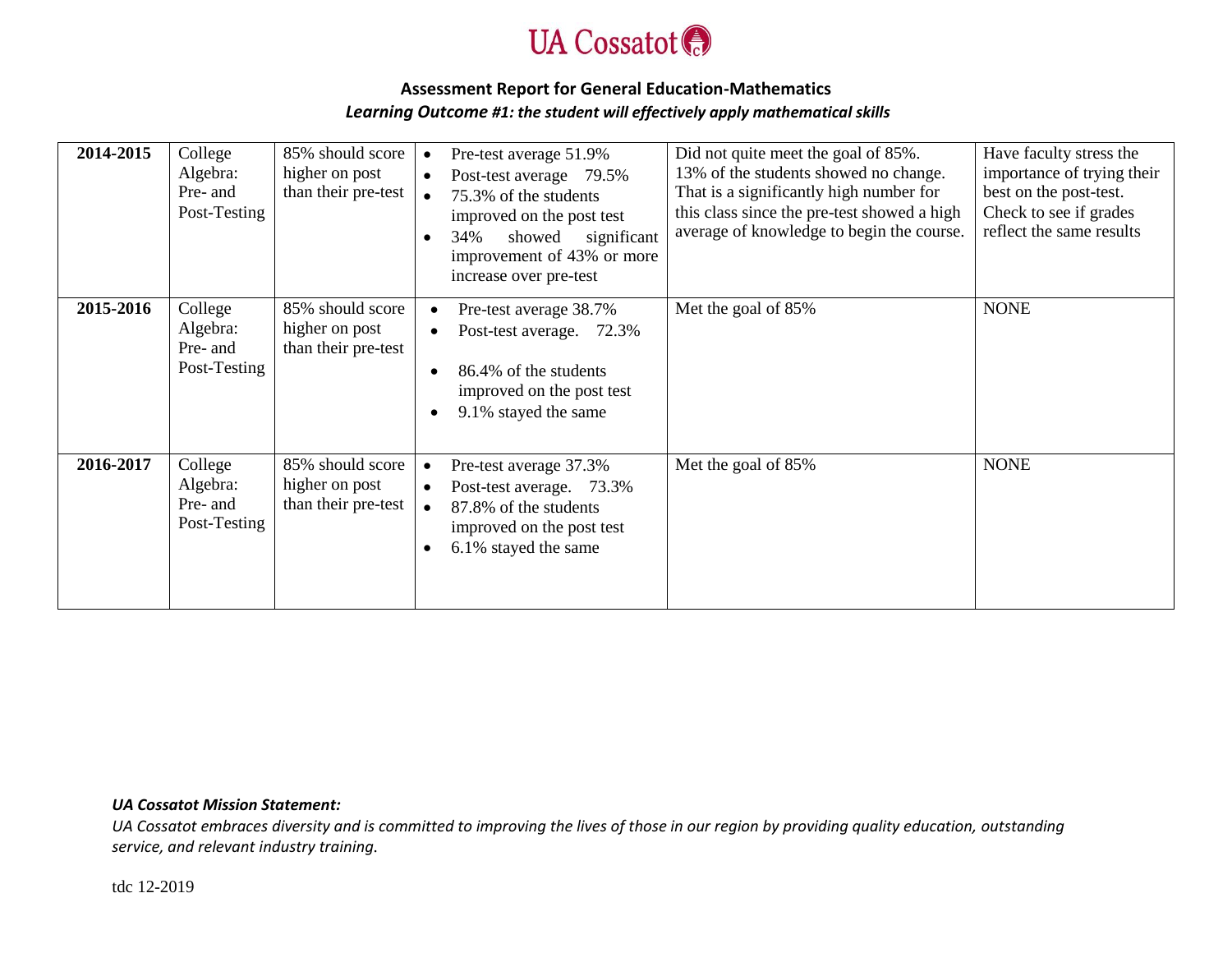**Assessment Report for General Education-Mathematics**

***Learning Outcome #1: the student will effectively apply mathematical skills***

| | | | | | |
|---|---|---|---|---|---|
| **2014-2015** | College Algebra: Pre- and Post-Testing | 85% should score higher on post than their pre-test | • Pre-test average 51.9%<br>• Post-test average 79.5%<br>• 75.3% of the students improved on the post test<br>• 34% showed significant improvement of 43% or more increase over pre-test | Did not quite meet the goal of 85%. 13% of the students showed no change. That is a significantly high number for this class since the pre-test showed a high average of knowledge to begin the course. | Have faculty stress the importance of trying their best on the post-test. Check to see if grades reflect the same results |
| **2015-2016** | College Algebra: Pre- and Post-Testing | 85% should score higher on post than their pre-test | • Pre-test average 38.7%<br>• Post-test average. 72.3%<br>• 86.4% of the students improved on the post test<br>• 9.1% stayed the same | Met the goal of 85% | NONE |
| **2016-2017** | College Algebra: Pre- and Post-Testing | 85% should score higher on post than their pre-test | • Pre-test average 37.3%<br>• Post-test average. 73.3%<br>• 87.8% of the students improved on the post test<br>• 6.1% stayed the same | Met the goal of 85% | NONE |

***UA Cossatot Mission Statement:***

*UA Cossatot embraces diversity and is committed to improving the lives of those in our region by providing quality education, outstanding service, and relevant industry training.*

tdc 12-2019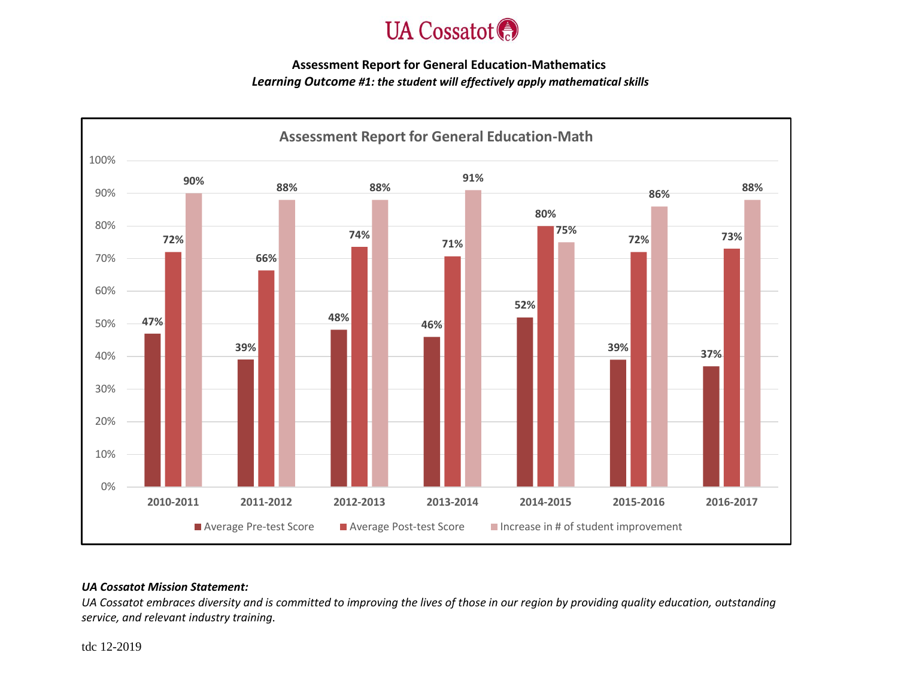UA Cossatot

**Assessment Report for General Education-Mathematics**

***Learning Outcome #1: the student will effectively apply mathematical skills***

Assessment Report for General Education-Math

100%
90%
80%
70%
60%
50%
40%
30%
20%
10%
0%

2010-2011: 47% 72% 90%
2011-2012: 39% 66% 88%
2012-2013: 48% 74% 88%
2013-2014: 46% 71% 91%
2014-2015: 52% 80% 75%
2015-2016: 39% 72% 86%
2016-2017: 37% 73% 88%

Average Pre-test Score
Average Post-test Score
Increase in # of student improvement

***UA Cossatot Mission Statement:***

*UA Cossatot embraces diversity and is committed to improving the lives of those in our region by providing quality education, outstanding service, and relevant industry training.*

tdc 12-2019